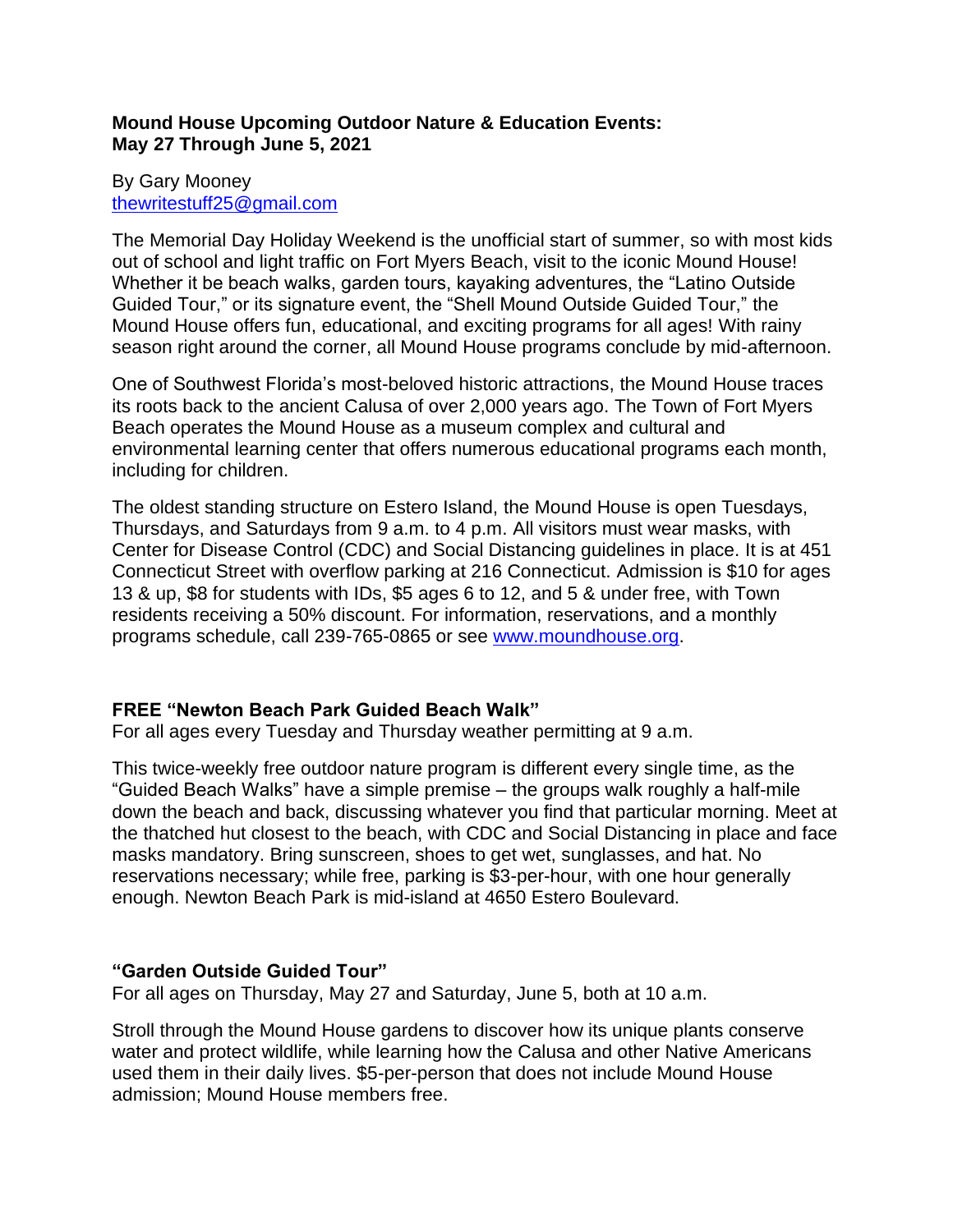**Mound House Upcoming Outdoor Nature & Education Events: May 27 Through June 5, 2021**

By Gary Mooney
thewritestuff25@gmail.com

The Memorial Day Holiday Weekend is the unofficial start of summer, so with most kids out of school and light traffic on Fort Myers Beach, visit to the iconic Mound House! Whether it be beach walks, garden tours, kayaking adventures, the "Latino Outside Guided Tour," or its signature event, the "Shell Mound Outside Guided Tour," the Mound House offers fun, educational, and exciting programs for all ages! With rainy season right around the corner, all Mound House programs conclude by mid-afternoon.

One of Southwest Florida's most-beloved historic attractions, the Mound House traces its roots back to the ancient Calusa of over 2,000 years ago. The Town of Fort Myers Beach operates the Mound House as a museum complex and cultural and environmental learning center that offers numerous educational programs each month, including for children.

The oldest standing structure on Estero Island, the Mound House is open Tuesdays, Thursdays, and Saturdays from 9 a.m. to 4 p.m. All visitors must wear masks, with Center for Disease Control (CDC) and Social Distancing guidelines in place. It is at 451 Connecticut Street with overflow parking at 216 Connecticut. Admission is $10 for ages 13 & up, $8 for students with IDs, $5 ages 6 to 12, and 5 & under free, with Town residents receiving a 50% discount. For information, reservations, and a monthly programs schedule, call 239-765-0865 or see www.moundhouse.org.

**FREE "Newton Beach Park Guided Beach Walk"**
For all ages every Tuesday and Thursday weather permitting at 9 a.m.

This twice-weekly free outdoor nature program is different every single time, as the "Guided Beach Walks" have a simple premise – the groups walk roughly a half-mile down the beach and back, discussing whatever you find that particular morning. Meet at the thatched hut closest to the beach, with CDC and Social Distancing in place and face masks mandatory. Bring sunscreen, shoes to get wet, sunglasses, and hat. No reservations necessary; while free, parking is $3-per-hour, with one hour generally enough. Newton Beach Park is mid-island at 4650 Estero Boulevard.

**"Garden Outside Guided Tour"**
For all ages on Thursday, May 27 and Saturday, June 5, both at 10 a.m.

Stroll through the Mound House gardens to discover how its unique plants conserve water and protect wildlife, while learning how the Calusa and other Native Americans used them in their daily lives. $5-per-person that does not include Mound House admission; Mound House members free.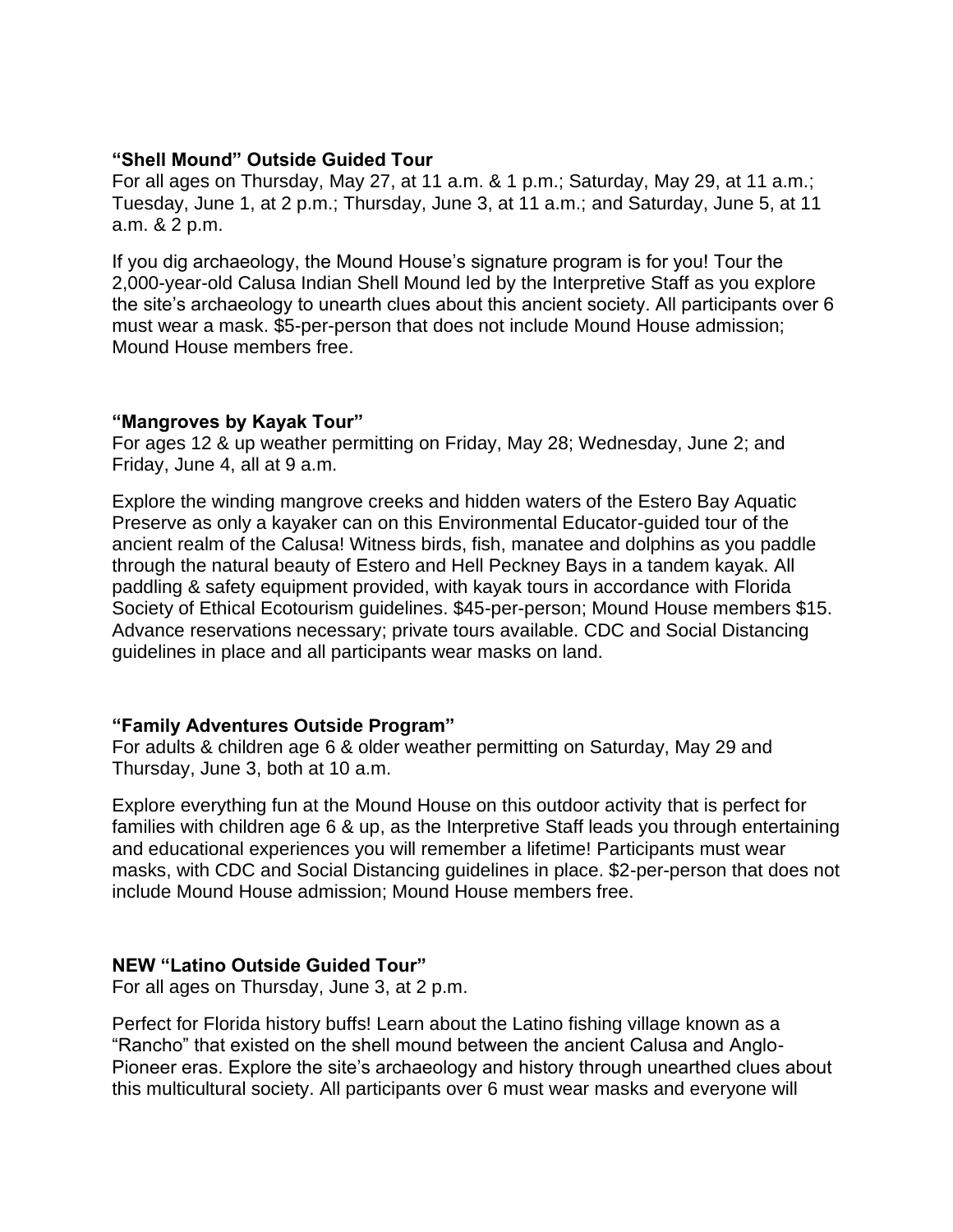**“Shell Mound” Outside Guided Tour**
For all ages on Thursday, May 27, at 11 a.m. & 1 p.m.; Saturday, May 29, at 11 a.m.; Tuesday, June 1, at 2 p.m.; Thursday, June 3, at 11 a.m.; and Saturday, June 5, at 11 a.m. & 2 p.m.

If you dig archaeology, the Mound House’s signature program is for you! Tour the 2,000-year-old Calusa Indian Shell Mound led by the Interpretive Staff as you explore the site’s archaeology to unearth clues about this ancient society. All participants over 6 must wear a mask. $5-per-person that does not include Mound House admission; Mound House members free.

**“Mangroves by Kayak Tour”**
For ages 12 & up weather permitting on Friday, May 28; Wednesday, June 2; and Friday, June 4, all at 9 a.m.

Explore the winding mangrove creeks and hidden waters of the Estero Bay Aquatic Preserve as only a kayaker can on this Environmental Educator-guided tour of the ancient realm of the Calusa! Witness birds, fish, manatee and dolphins as you paddle through the natural beauty of Estero and Hell Peckney Bays in a tandem kayak. All paddling & safety equipment provided, with kayak tours in accordance with Florida Society of Ethical Ecotourism guidelines. $45-per-person; Mound House members $15. Advance reservations necessary; private tours available. CDC and Social Distancing guidelines in place and all participants wear masks on land.

**“Family Adventures Outside Program”**
For adults & children age 6 & older weather permitting on Saturday, May 29 and Thursday, June 3, both at 10 a.m.

Explore everything fun at the Mound House on this outdoor activity that is perfect for families with children age 6 & up, as the Interpretive Staff leads you through entertaining and educational experiences you will remember a lifetime! Participants must wear masks, with CDC and Social Distancing guidelines in place. $2-per-person that does not include Mound House admission; Mound House members free.

**NEW “Latino Outside Guided Tour”**
For all ages on Thursday, June 3, at 2 p.m.

Perfect for Florida history buffs! Learn about the Latino fishing village known as a “Rancho” that existed on the shell mound between the ancient Calusa and Anglo-Pioneer eras. Explore the site’s archaeology and history through unearthed clues about this multicultural society. All participants over 6 must wear masks and everyone will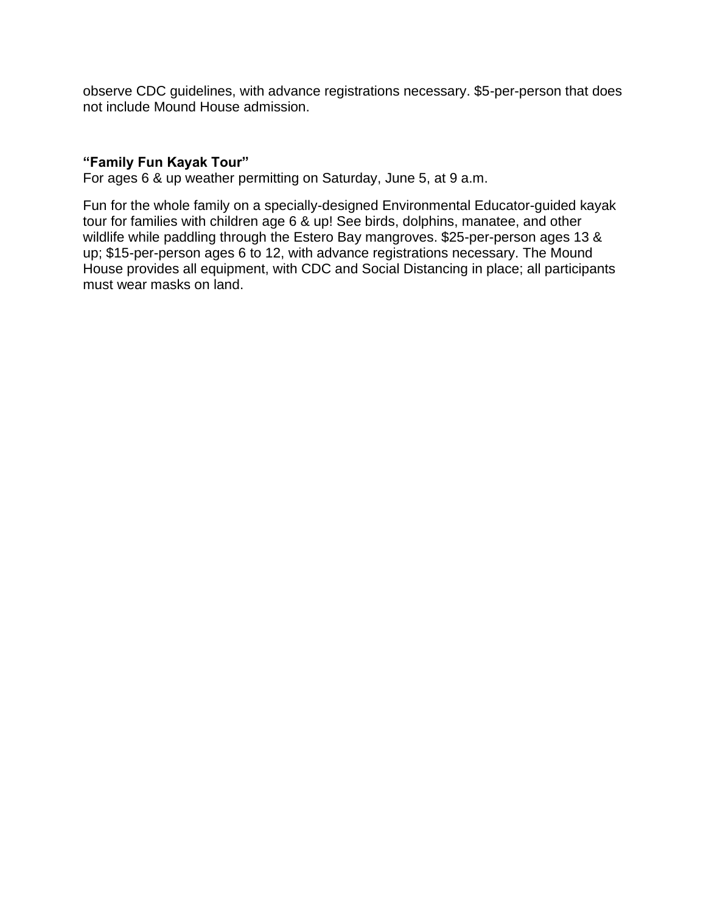observe CDC guidelines, with advance registrations necessary. $5-per-person that does not include Mound House admission.

**"Family Fun Kayak Tour"**
For ages 6 & up weather permitting on Saturday, June 5, at 9 a.m.

Fun for the whole family on a specially-designed Environmental Educator-guided kayak tour for families with children age 6 & up! See birds, dolphins, manatee, and other wildlife while paddling through the Estero Bay mangroves. $25-per-person ages 13 & up; $15-per-person ages 6 to 12, with advance registrations necessary. The Mound House provides all equipment, with CDC and Social Distancing in place; all participants must wear masks on land.